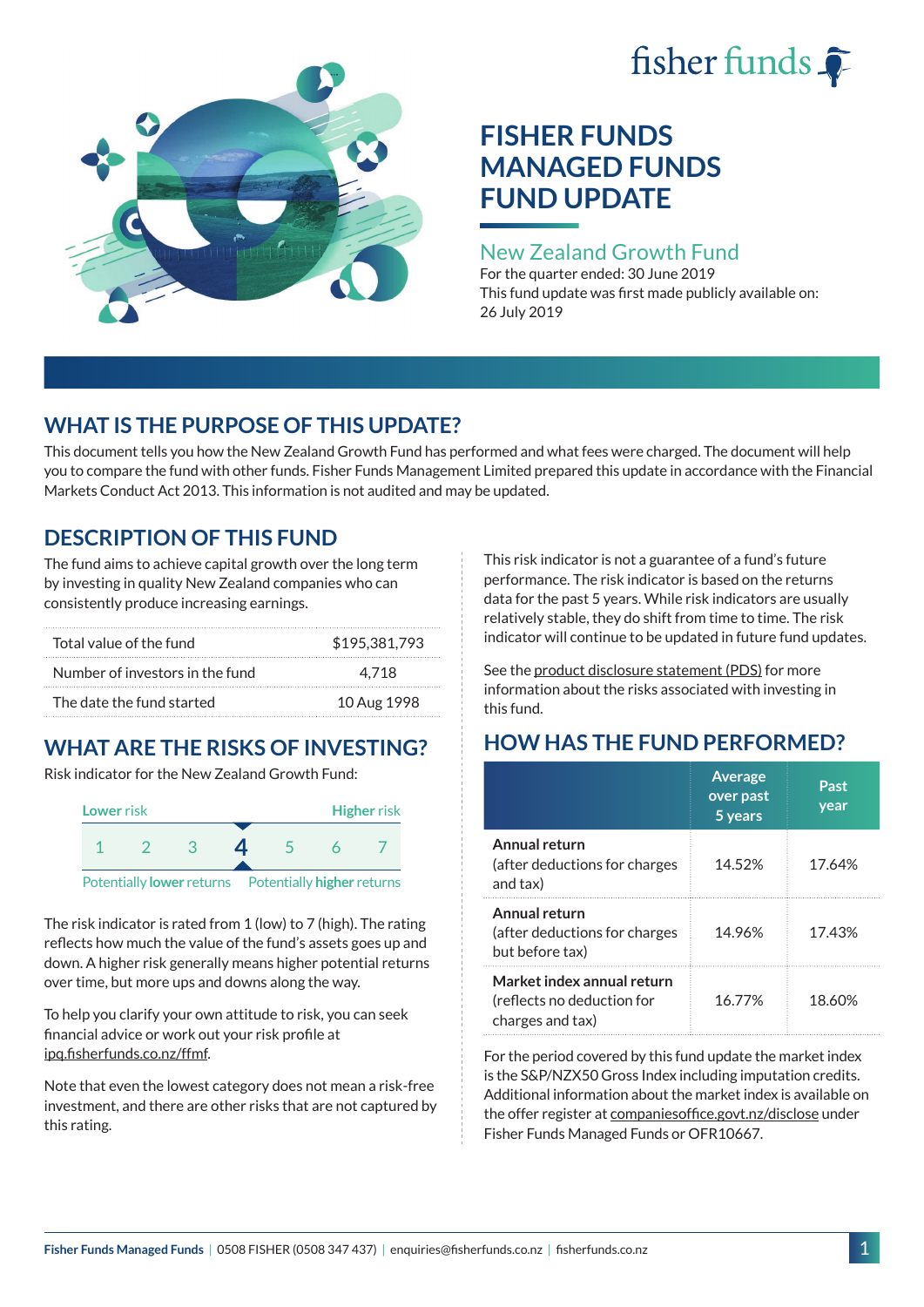fisher funds

# FISHER FUNDS MANAGED FUNDS FUND UPDATE

## New Zealand Growth Fund

For the quarter ended: 30 June 2019

This fund update was first made publicly available on: 26 July 2019

## WHAT IS THE PURPOSE OF THIS UPDATE?

This document tells you how the New Zealand Growth Fund has performed and what fees were charged. The document will help you to compare the fund with other funds. Fisher Funds Management Limited prepared this update in accordance with the Financial Markets Conduct Act 2013. This information is not audited and may be updated.

## DESCRIPTION OF THIS FUND

The fund aims to achieve capital growth over the long term by investing in quality New Zealand companies who can consistently produce increasing earnings.

| | |
|---|---|
| Total value of the fund | $195,381,793 |
| Number of investors in the fund | 4,718 |
| The date the fund started | 10 Aug 1998 |

## WHAT ARE THE RISKS OF INVESTING?

Risk indicator for the New Zealand Growth Fund:

| Lower risk | | | | | | Higher risk |
|---|---|---|---|---|---|---|
| 1 | 2 | 3 | **4** | 5 | 6 | 7 |

Potentially lower returns — Potentially higher returns

The risk indicator is rated from 1 (low) to 7 (high). The rating reflects how much the value of the fund's assets goes up and down. A higher risk generally means higher potential returns over time, but more ups and downs along the way.

To help you clarify your own attitude to risk, you can seek financial advice or work out your risk profile at ipq.fisherfunds.co.nz/ffmf.

Note that even the lowest category does not mean a risk-free investment, and there are other risks that are not captured by this rating.

This risk indicator is not a guarantee of a fund's future performance. The risk indicator is based on the returns data for the past 5 years. While risk indicators are usually relatively stable, they do shift from time to time. The risk indicator will continue to be updated in future fund updates.

See the product disclosure statement (PDS) for more information about the risks associated with investing in this fund.

## HOW HAS THE FUND PERFORMED?

| | Average over past 5 years | Past year |
|---|---|---|
| **Annual return** (after deductions for charges and tax) | 14.52% | 17.64% |
| **Annual return** (after deductions for charges but before tax) | 14.96% | 17.43% |
| **Market index annual return** (reflects no deduction for charges and tax) | 16.77% | 18.60% |

For the period covered by this fund update the market index is the S&P/NZX50 Gross Index including imputation credits. Additional information about the market index is available on the offer register at companiesoffice.govt.nz/disclose under Fisher Funds Managed Funds or OFR10667.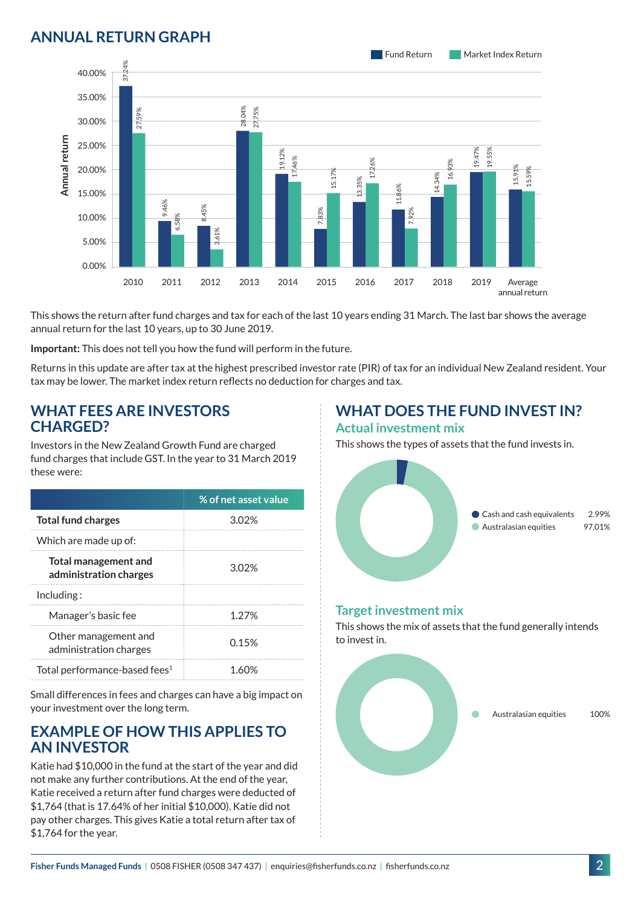## ANNUAL RETURN GRAPH

| Year | Fund Return | Market Index Return |
|---|---|---|
| 2010 | 37.24% | 27.59% |
| 2011 | 9.46% | 6.58% |
| 2012 | 8.45% | 3.61% |
| 2013 | 28.04% | 27.75% |
| 2014 | 19.12% | 17.46% |
| 2015 | 7.83% | 15.17% |
| 2016 | 13.35% | 17.26% |
| 2017 | 11.86% | 7.92% |
| 2018 | 14.34% | 16.93% |
| 2019 | 19.47% | 19.55% |
| Average annual return | 15.91% | 15.59% |

This shows the return after fund charges and tax for each of the last 10 years ending 31 March. The last bar shows the average annual return for the last 10 years, up to 30 June 2019.

**Important:** This does not tell you how the fund will perform in the future.

Returns in this update are after tax at the highest prescribed investor rate (PIR) of tax for an individual New Zealand resident. Your tax may be lower. The market index return reflects no deduction for charges and tax.

## WHAT FEES ARE INVESTORS CHARGED?

Investors in the New Zealand Growth Fund are charged fund charges that include GST. In the year to 31 March 2019 these were:

| | % of net asset value |
|---|---|
| **Total fund charges** | 3.02% |
| Which are made up of: | |
| **Total management and administration charges** | 3.02% |
| Including : | |
| Manager's basic fee | 1.27% |
| Other management and administration charges | 0.15% |
| Total performance-based fees[1] | 1.60% |

Small differences in fees and charges can have a big impact on your investment over the long term.

## EXAMPLE OF HOW THIS APPLIES TO AN INVESTOR

Katie had $10,000 in the fund at the start of the year and did not make any further contributions. At the end of the year, Katie received a return after fund charges were deducted of $1,764 (that is 17.64% of her initial $10,000). Katie did not pay other charges. This gives Katie a total return after tax of $1,764 for the year.

## WHAT DOES THE FUND INVEST IN?

### Actual investment mix

This shows the types of assets that the fund invests in.

| Asset | % |
|---|---|
| Cash and cash equivalents | 2.99% |
| Australasian equities | 97.01% |

### Target investment mix

This shows the mix of assets that the fund generally intends to invest in.

| Asset | % |
|---|---|
| Australasian equities | 100% |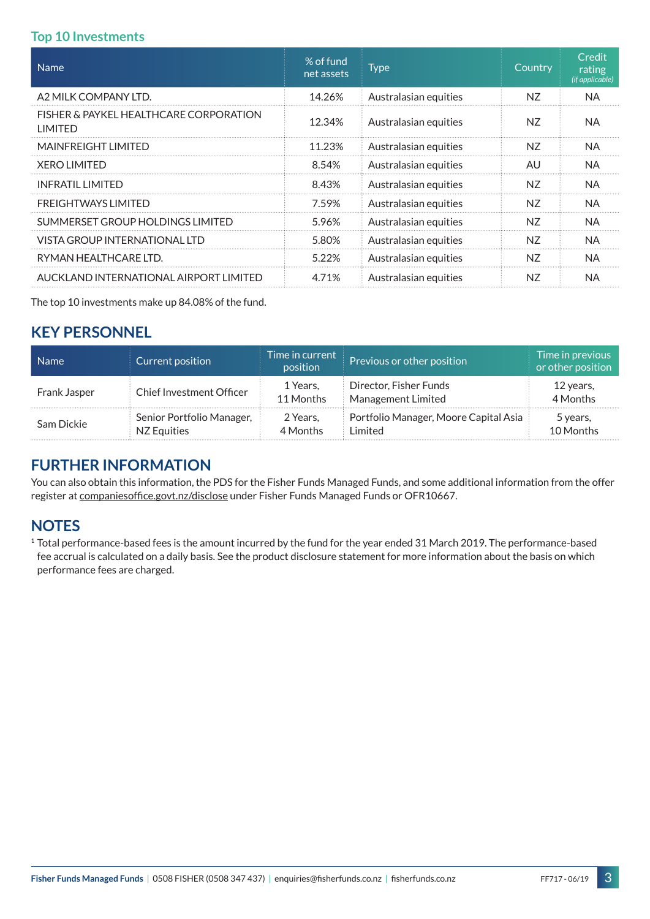## Top 10 Investments

| Name | % of fund net assets | Type | Country | Credit rating *(if applicable)* |
|---|---|---|---|---|
| A2 MILK COMPANY LTD. | 14.26% | Australasian equities | NZ | NA |
| FISHER & PAYKEL HEALTHCARE CORPORATION LIMITED | 12.34% | Australasian equities | NZ | NA |
| MAINFREIGHT LIMITED | 11.23% | Australasian equities | NZ | NA |
| XERO LIMITED | 8.54% | Australasian equities | AU | NA |
| INFRATIL LIMITED | 8.43% | Australasian equities | NZ | NA |
| FREIGHTWAYS LIMITED | 7.59% | Australasian equities | NZ | NA |
| SUMMERSET GROUP HOLDINGS LIMITED | 5.96% | Australasian equities | NZ | NA |
| VISTA GROUP INTERNATIONAL LTD | 5.80% | Australasian equities | NZ | NA |
| RYMAN HEALTHCARE LTD. | 5.22% | Australasian equities | NZ | NA |
| AUCKLAND INTERNATIONAL AIRPORT LIMITED | 4.71% | Australasian equities | NZ | NA |

The top 10 investments make up 84.08% of the fund.

## KEY PERSONNEL

| Name | Current position | Time in current position | Previous or other position | Time in previous or other position |
|---|---|---|---|---|
| Frank Jasper | Chief Investment Officer | 1 Years, 11 Months | Director, Fisher Funds Management Limited | 12 years, 4 Months |
| Sam Dickie | Senior Portfolio Manager, NZ Equities | 2 Years, 4 Months | Portfolio Manager, Moore Capital Asia Limited | 5 years, 10 Months |

## FURTHER INFORMATION

You can also obtain this information, the PDS for the Fisher Funds Managed Funds, and some additional information from the offer register at companiesoffice.govt.nz/disclose under Fisher Funds Managed Funds or OFR10667.

## NOTES

[1] Total performance-based fees is the amount incurred by the fund for the year ended 31 March 2019. The performance-based fee accrual is calculated on a daily basis. See the product disclosure statement for more information about the basis on which performance fees are charged.